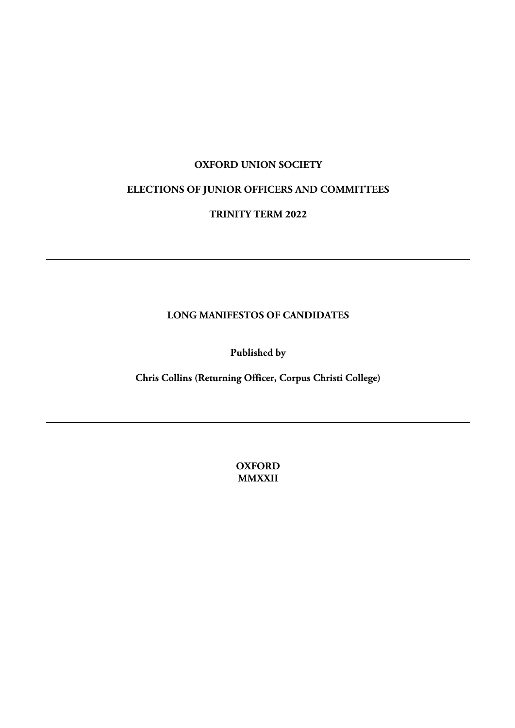**OXFORD UNION SOCIETY**

**ELECTIONS OF JUNIOR OFFICERS AND COMMITTEES**

**TRINITY TERM 2022**

---

**LONG MANIFESTOS OF CANDIDATES**

**Published by**

**Chris Collins (Returning Officer, Corpus Christi College)**

---

**OXFORD**
**MMXXII**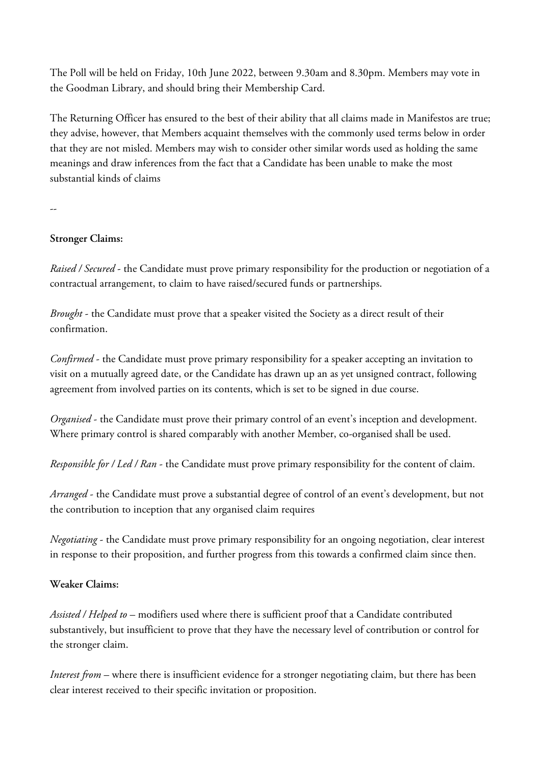The Poll will be held on Friday, 10th June 2022, between 9.30am and 8.30pm. Members may vote in the Goodman Library, and should bring their Membership Card.

The Returning Officer has ensured to the best of their ability that all claims made in Manifestos are true; they advise, however, that Members acquaint themselves with the commonly used terms below in order that they are not misled. Members may wish to consider other similar words used as holding the same meanings and draw inferences from the fact that a Candidate has been unable to make the most substantial kinds of claims

--

**Stronger Claims:**

*Raised / Secured* - the Candidate must prove primary responsibility for the production or negotiation of a contractual arrangement, to claim to have raised/secured funds or partnerships.

*Brought* - the Candidate must prove that a speaker visited the Society as a direct result of their confirmation.

*Confirmed* - the Candidate must prove primary responsibility for a speaker accepting an invitation to visit on a mutually agreed date, or the Candidate has drawn up an as yet unsigned contract, following agreement from involved parties on its contents, which is set to be signed in due course.

*Organised* - the Candidate must prove their primary control of an event's inception and development. Where primary control is shared comparably with another Member, co-organised shall be used.

*Responsible for / Led / Ran* - the Candidate must prove primary responsibility for the content of claim.

*Arranged* - the Candidate must prove a substantial degree of control of an event's development, but not the contribution to inception that any organised claim requires

*Negotiating* - the Candidate must prove primary responsibility for an ongoing negotiation, clear interest in response to their proposition, and further progress from this towards a confirmed claim since then.

**Weaker Claims:**

*Assisted / Helped to* – modifiers used where there is sufficient proof that a Candidate contributed substantively, but insufficient to prove that they have the necessary level of contribution or control for the stronger claim.

*Interest from* – where there is insufficient evidence for a stronger negotiating claim, but there has been clear interest received to their specific invitation or proposition.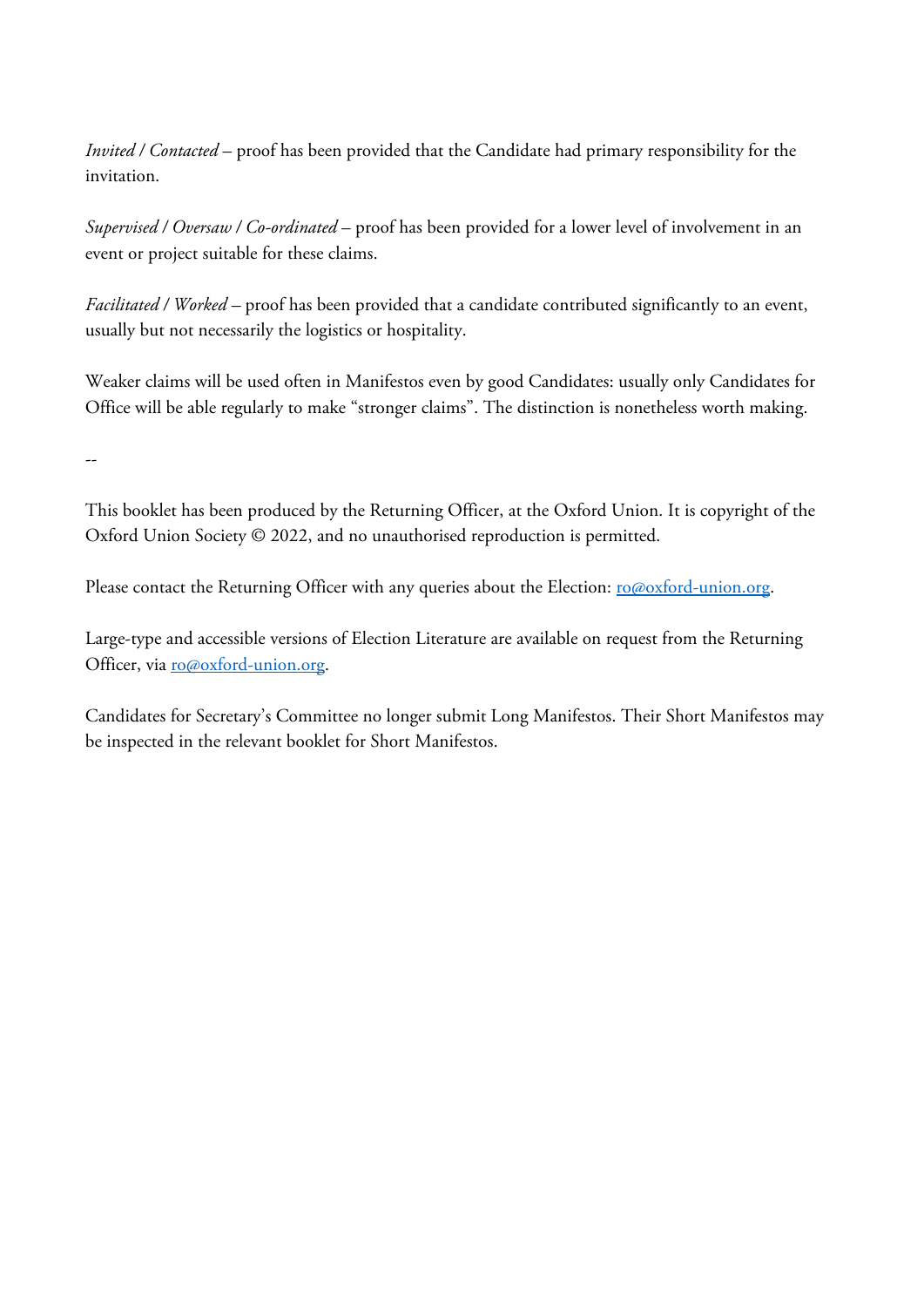*Invited / Contacted* – proof has been provided that the Candidate had primary responsibility for the invitation.

*Supervised / Oversaw / Co-ordinated* – proof has been provided for a lower level of involvement in an event or project suitable for these claims.

*Facilitated / Worked* – proof has been provided that a candidate contributed significantly to an event, usually but not necessarily the logistics or hospitality.

Weaker claims will be used often in Manifestos even by good Candidates: usually only Candidates for Office will be able regularly to make "stronger claims". The distinction is nonetheless worth making.

--

This booklet has been produced by the Returning Officer, at the Oxford Union. It is copyright of the Oxford Union Society © 2022, and no unauthorised reproduction is permitted.

Please contact the Returning Officer with any queries about the Election: [ro@oxford-union.org](mailto:ro@oxford-union.org).

Large-type and accessible versions of Election Literature are available on request from the Returning Officer, via [ro@oxford-union.org](mailto:ro@oxford-union.org).

Candidates for Secretary's Committee no longer submit Long Manifestos. Their Short Manifestos may be inspected in the relevant booklet for Short Manifestos.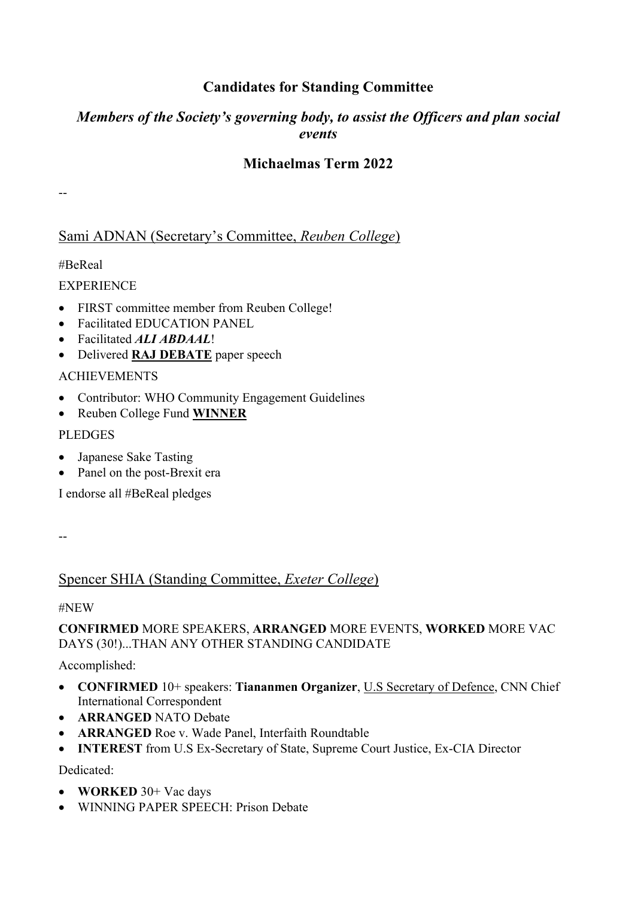## Candidates for Standing Committee

### *Members of the Society's governing body, to assist the Officers and plan social events*

### Michaelmas Term 2022

--

### Sami ADNAN (Secretary's Committee, *Reuben College*)

#BeReal

EXPERIENCE

- FIRST committee member from Reuben College!
- Facilitated EDUCATION PANEL
- Facilitated ***ALI ABDAAL***!
- Delivered **RAJ DEBATE** paper speech

ACHIEVEMENTS

- Contributor: WHO Community Engagement Guidelines
- Reuben College Fund **WINNER**

PLEDGES

- Japanese Sake Tasting
- Panel on the post-Brexit era

I endorse all #BeReal pledges

--

### Spencer SHIA (Standing Committee, *Exeter College*)

#NEW

**CONFIRMED** MORE SPEAKERS, **ARRANGED** MORE EVENTS, **WORKED** MORE VAC DAYS (30!)...THAN ANY OTHER STANDING CANDIDATE

Accomplished:

- **CONFIRMED** 10+ speakers: **Tiananmen Organizer**, U.S Secretary of Defence, CNN Chief International Correspondent
- **ARRANGED** NATO Debate
- **ARRANGED** Roe v. Wade Panel, Interfaith Roundtable
- **INTEREST** from U.S Ex-Secretary of State, Supreme Court Justice, Ex-CIA Director

Dedicated:

- **WORKED** 30+ Vac days
- WINNING PAPER SPEECH: Prison Debate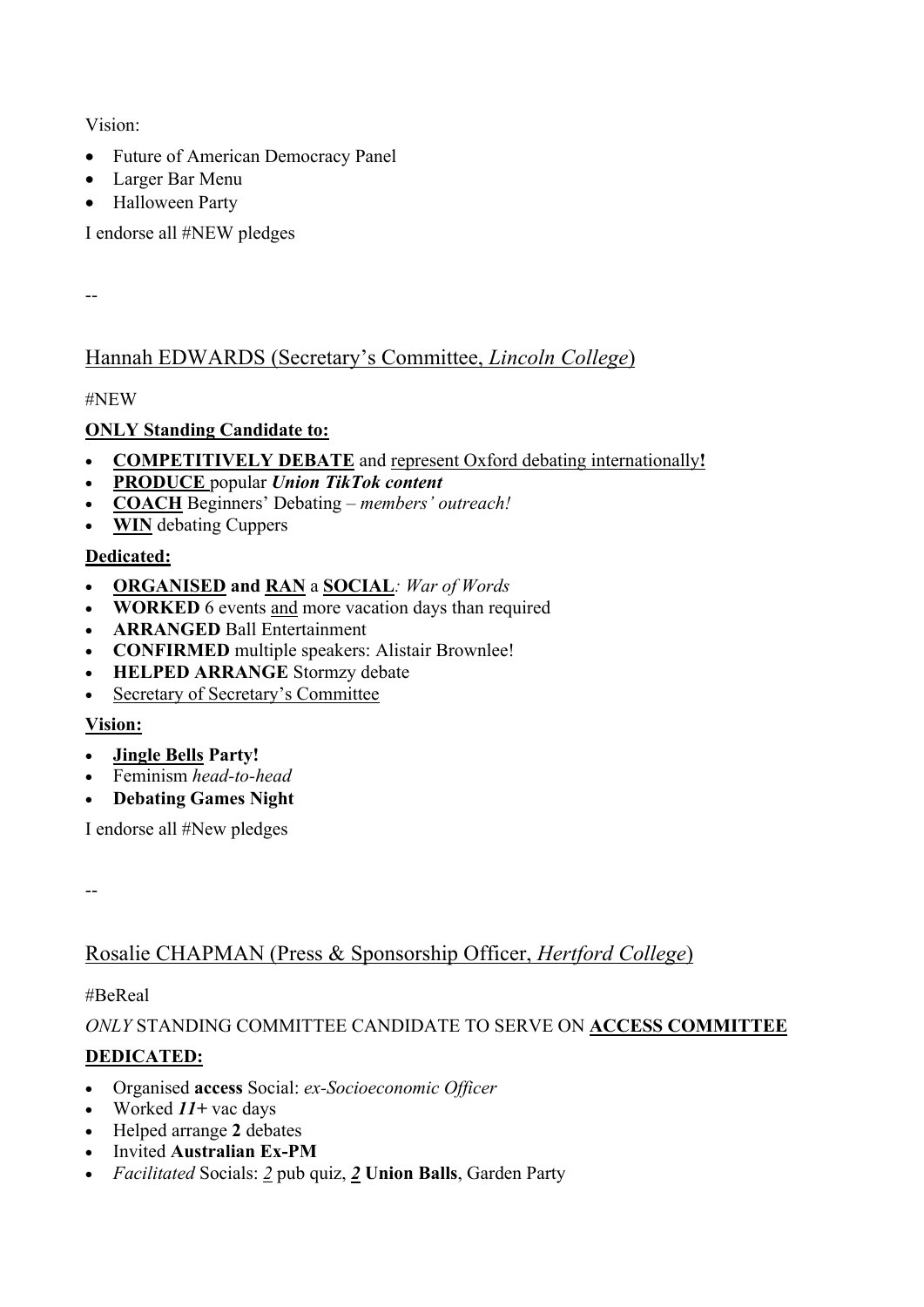Vision:

- Future of American Democracy Panel
- Larger Bar Menu
- Halloween Party

I endorse all #NEW pledges

--

## Hannah EDWARDS (Secretary's Committee, *Lincoln College*)

#NEW

**ONLY Standing Candidate to:**

- **COMPETITIVELY DEBATE** and represent Oxford debating internationally**!**
- **PRODUCE** popular ***Union TikTok content***
- **COACH** Beginners' Debating – *members' outreach!*
- **WIN** debating Cuppers

**Dedicated:**

- **ORGANISED and RAN** a **SOCIAL***: War of Words*
- **WORKED** 6 events and more vacation days than required
- **ARRANGED** Ball Entertainment
- **CONFIRMED** multiple speakers: Alistair Brownlee!
- **HELPED ARRANGE** Stormzy debate
- Secretary of Secretary's Committee

**Vision:**

- **Jingle Bells Party!**
- Feminism *head-to-head*
- **Debating Games Night**

I endorse all #New pledges

--

## Rosalie CHAPMAN (Press & Sponsorship Officer, *Hertford College*)

#BeReal

*ONLY* STANDING COMMITTEE CANDIDATE TO SERVE ON **ACCESS COMMITTEE**

**DEDICATED:**

- Organised **access** Social: *ex-Socioeconomic Officer*
- Worked ***11+*** vac days
- Helped arrange **2** debates
- Invited **Australian Ex-PM**
- *Facilitated* Socials: *2* pub quiz, ***2*** **Union Balls**, Garden Party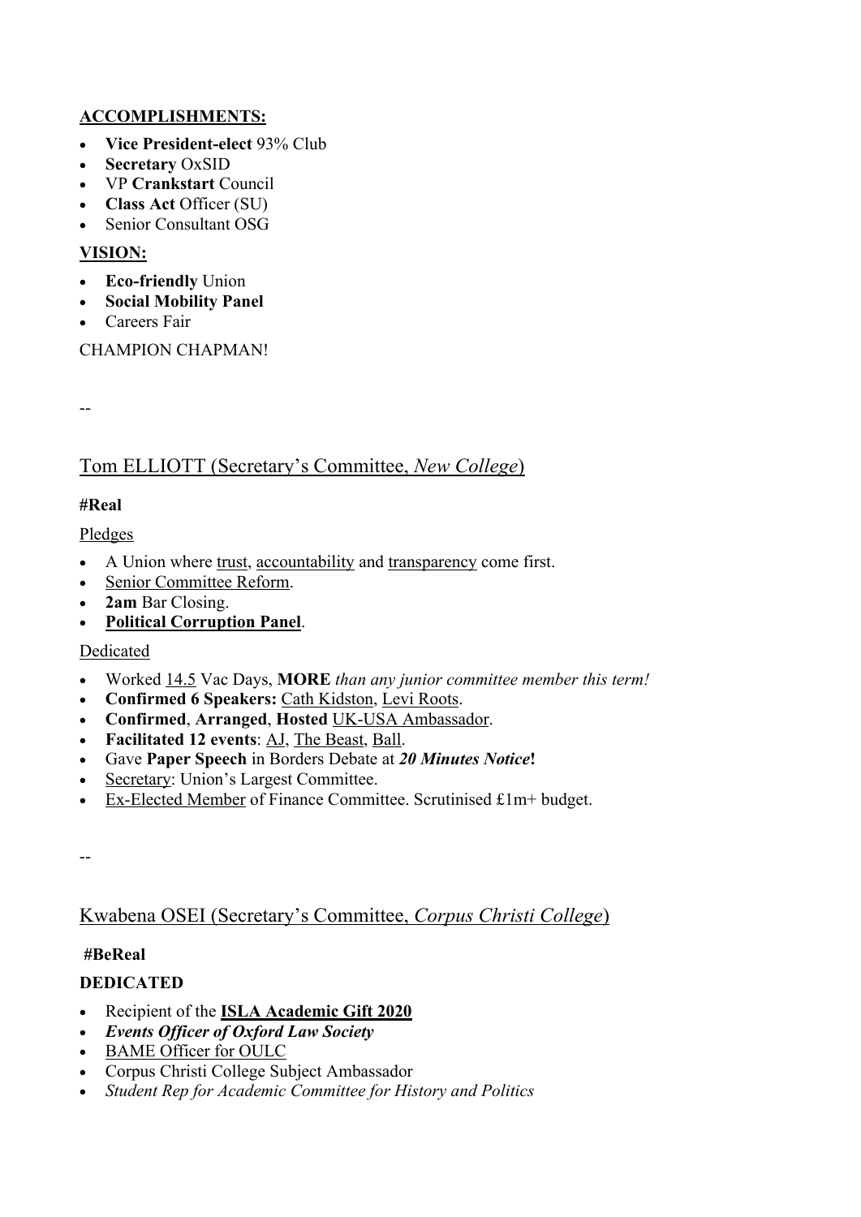**ACCOMPLISHMENTS:**

- **Vice President-elect** 93% Club
- **Secretary** OxSID
- VP **Crankstart** Council
- **Class Act** Officer (SU)
- Senior Consultant OSG

**VISION:**

- **Eco-friendly** Union
- **Social Mobility Panel**
- Careers Fair

CHAMPION CHAPMAN!

--

## Tom ELLIOTT (Secretary's Committee, *New College*)

**#Real**

Pledges

- A Union where trust, accountability and transparency come first.
- Senior Committee Reform.
- **2am** Bar Closing.
- **Political Corruption Panel**.

Dedicated

- Worked 14.5 Vac Days, **MORE** *than any junior committee member this term!*
- **Confirmed 6 Speakers:** Cath Kidston, Levi Roots.
- **Confirmed**, **Arranged**, **Hosted** UK-USA Ambassador.
- **Facilitated 12 events**: AJ, The Beast, Ball.
- Gave **Paper Speech** in Borders Debate at ***20 Minutes Notice*!**
- Secretary: Union's Largest Committee.
- Ex-Elected Member of Finance Committee. Scrutinised £1m+ budget.

--

## Kwabena OSEI (Secretary's Committee, *Corpus Christi College*)

**#BeReal**

**DEDICATED**

- Recipient of the **ISLA Academic Gift 2020**
- ***Events Officer of Oxford Law Society***
- BAME Officer for OULC
- Corpus Christi College Subject Ambassador
- *Student Rep for Academic Committee for History and Politics*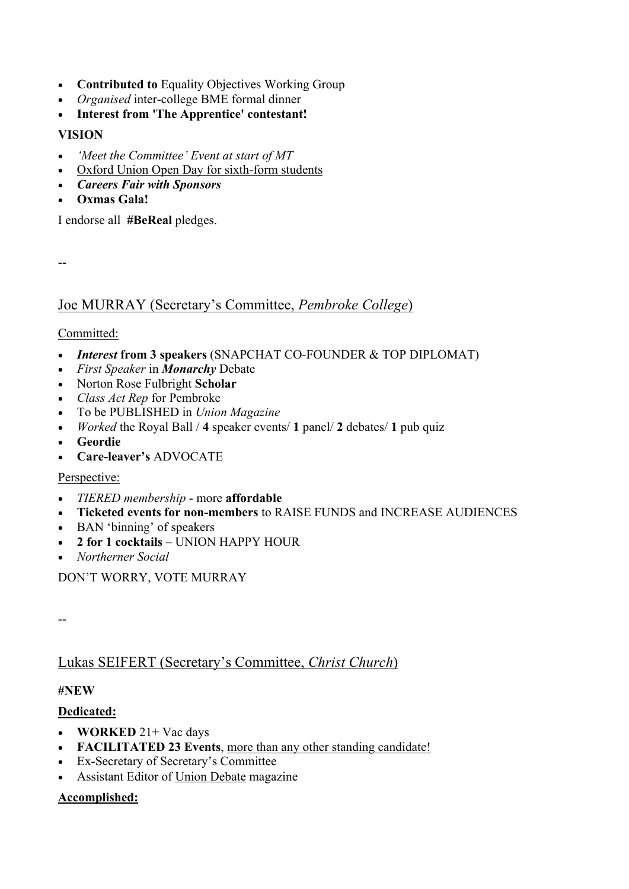- **Contributed to** Equality Objectives Working Group
- *Organised* inter-college BME formal dinner
- **Interest from 'The Apprentice' contestant!**

**VISION**

- *'Meet the Committee' Event at start of MT*
- <u>Oxford Union Open Day for sixth-form students</u>
- ***Careers Fair with Sponsors***
- **Oxmas Gala!**

I endorse all **#BeReal** pledges.

--

## <u>Joe MURRAY (Secretary's Committee, *Pembroke College*)</u>

<u>Committed:</u>

- ***Interest*** **from 3 speakers** (SNAPCHAT CO-FOUNDER & TOP DIPLOMAT)
- *First Speaker* in ***Monarchy*** Debate
- Norton Rose Fulbright **Scholar**
- *Class Act Rep* for Pembroke
- To be PUBLISHED in *Union Magazine*
- *Worked* the Royal Ball / **4** speaker events/ **1** panel/ **2** debates/ **1** pub quiz
- **Geordie**
- **Care-leaver's** ADVOCATE

<u>Perspective:</u>

- *TIERED membership* - more **affordable**
- **Ticketed events for non-members** to RAISE FUNDS and INCREASE AUDIENCES
- BAN 'binning' of speakers
- **2 for 1 cocktails** – UNION HAPPY HOUR
- *Northerner Social*

DON'T WORRY, VOTE MURRAY

--

## <u>Lukas SEIFERT (Secretary's Committee, *Christ Church*)</u>

**#NEW**

<u>**Dedicated:**</u>

- **WORKED** 21+ Vac days
- **FACILITATED 23 Events**, <u>more than any other standing candidate!</u>
- Ex-Secretary of Secretary's Committee
- Assistant Editor of <u>Union Debate</u> magazine

<u>**Accomplished:**</u>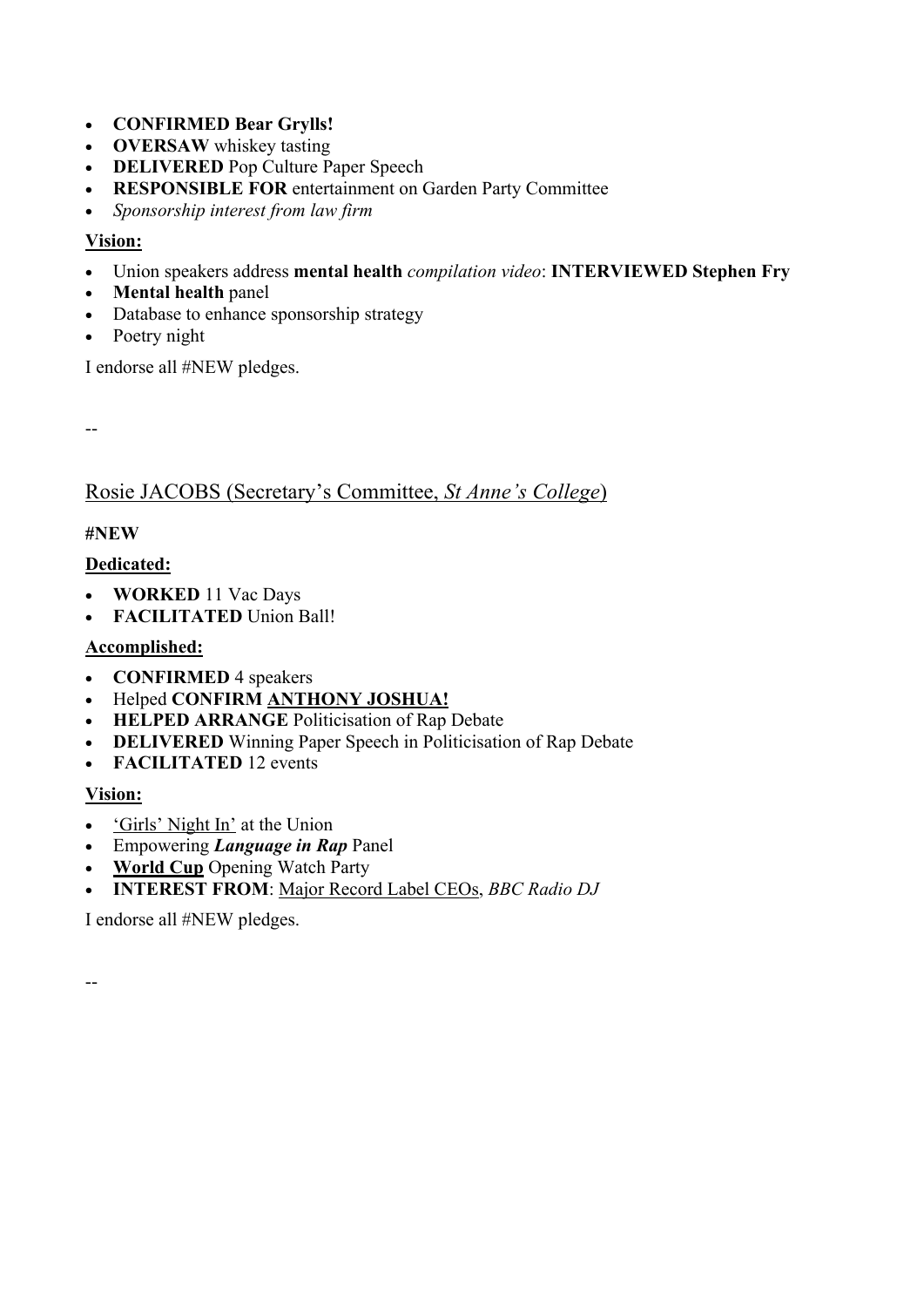- **CONFIRMED Bear Grylls!**
- **OVERSAW** whiskey tasting
- **DELIVERED** Pop Culture Paper Speech
- **RESPONSIBLE FOR** entertainment on Garden Party Committee
- *Sponsorship interest from law firm*

**Vision:**

- Union speakers address **mental health** *compilation video*: **INTERVIEWED Stephen Fry**
- **Mental health** panel
- Database to enhance sponsorship strategy
- Poetry night

I endorse all #NEW pledges.

--

## Rosie JACOBS (Secretary's Committee, *St Anne's College*)

**#NEW**

**Dedicated:**

- **WORKED** 11 Vac Days
- **FACILITATED** Union Ball!

**Accomplished:**

- **CONFIRMED** 4 speakers
- Helped **CONFIRM ANTHONY JOSHUA!**
- **HELPED ARRANGE** Politicisation of Rap Debate
- **DELIVERED** Winning Paper Speech in Politicisation of Rap Debate
- **FACILITATED** 12 events

**Vision:**

- 'Girls' Night In' at the Union
- Empowering ***Language in Rap*** Panel
- **World Cup** Opening Watch Party
- **INTEREST FROM**: Major Record Label CEOs, *BBC Radio DJ*

I endorse all #NEW pledges.

--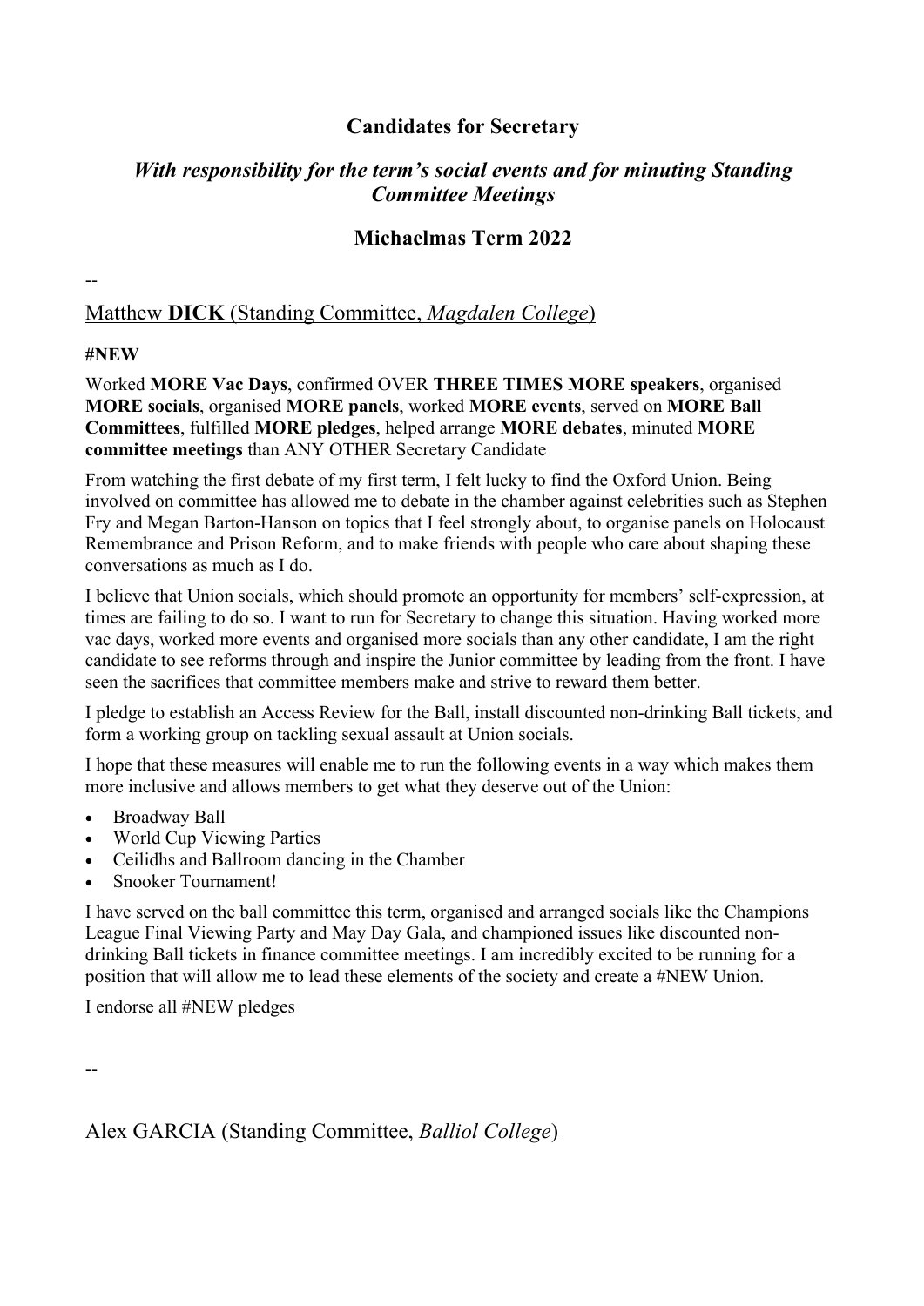## Candidates for Secretary

### *With responsibility for the term's social events and for minuting Standing Committee Meetings*

### Michaelmas Term 2022

--

Matthew **DICK** (Standing Committee, *Magdalen College*)

**#NEW**

Worked **MORE Vac Days**, confirmed OVER **THREE TIMES MORE speakers**, organised **MORE socials**, organised **MORE panels**, worked **MORE events**, served on **MORE Ball Committees**, fulfilled **MORE pledges**, helped arrange **MORE debates**, minuted **MORE committee meetings** than ANY OTHER Secretary Candidate

From watching the first debate of my first term, I felt lucky to find the Oxford Union. Being involved on committee has allowed me to debate in the chamber against celebrities such as Stephen Fry and Megan Barton-Hanson on topics that I feel strongly about, to organise panels on Holocaust Remembrance and Prison Reform, and to make friends with people who care about shaping these conversations as much as I do.

I believe that Union socials, which should promote an opportunity for members' self-expression, at times are failing to do so. I want to run for Secretary to change this situation. Having worked more vac days, worked more events and organised more socials than any other candidate, I am the right candidate to see reforms through and inspire the Junior committee by leading from the front. I have seen the sacrifices that committee members make and strive to reward them better.

I pledge to establish an Access Review for the Ball, install discounted non-drinking Ball tickets, and form a working group on tackling sexual assault at Union socials.

I hope that these measures will enable me to run the following events in a way which makes them more inclusive and allows members to get what they deserve out of the Union:

- Broadway Ball
- World Cup Viewing Parties
- Ceilidhs and Ballroom dancing in the Chamber
- Snooker Tournament!

I have served on the ball committee this term, organised and arranged socials like the Champions League Final Viewing Party and May Day Gala, and championed issues like discounted non-drinking Ball tickets in finance committee meetings. I am incredibly excited to be running for a position that will allow me to lead these elements of the society and create a #NEW Union.

I endorse all #NEW pledges

--

Alex GARCIA (Standing Committee, *Balliol College*)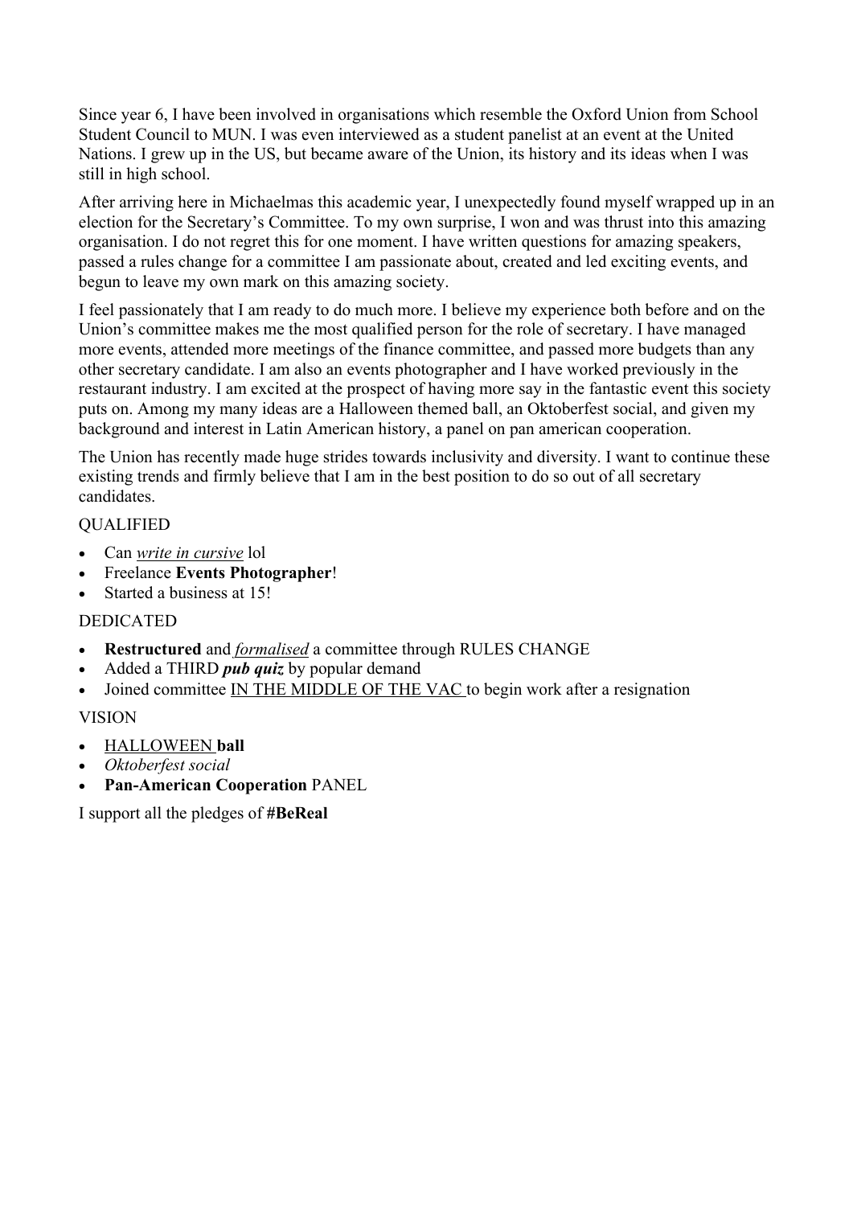Since year 6, I have been involved in organisations which resemble the Oxford Union from School Student Council to MUN. I was even interviewed as a student panelist at an event at the United Nations. I grew up in the US, but became aware of the Union, its history and its ideas when I was still in high school.

After arriving here in Michaelmas this academic year, I unexpectedly found myself wrapped up in an election for the Secretary's Committee. To my own surprise, I won and was thrust into this amazing organisation. I do not regret this for one moment. I have written questions for amazing speakers, passed a rules change for a committee I am passionate about, created and led exciting events, and begun to leave my own mark on this amazing society.

I feel passionately that I am ready to do much more. I believe my experience both before and on the Union's committee makes me the most qualified person for the role of secretary. I have managed more events, attended more meetings of the finance committee, and passed more budgets than any other secretary candidate. I am also an events photographer and I have worked previously in the restaurant industry. I am excited at the prospect of having more say in the fantastic event this society puts on. Among my many ideas are a Halloween themed ball, an Oktoberfest social, and given my background and interest in Latin American history, a panel on pan american cooperation.

The Union has recently made huge strides towards inclusivity and diversity. I want to continue these existing trends and firmly believe that I am in the best position to do so out of all secretary candidates.

QUALIFIED

- Can <u>*write in cursive*</u> lol
- Freelance **Events Photographer**!
- Started a business at 15!

DEDICATED

- **Restructured** and <u>*formalised*</u> a committee through RULES CHANGE
- Added a THIRD ***pub quiz*** by popular demand
- Joined committee <u>IN THE MIDDLE OF THE VAC</u> to begin work after a resignation

VISION

- <u>HALLOWEEN</u> **ball**
- *Oktoberfest social*
- **Pan-American Cooperation** PANEL

I support all the pledges of **#BeReal**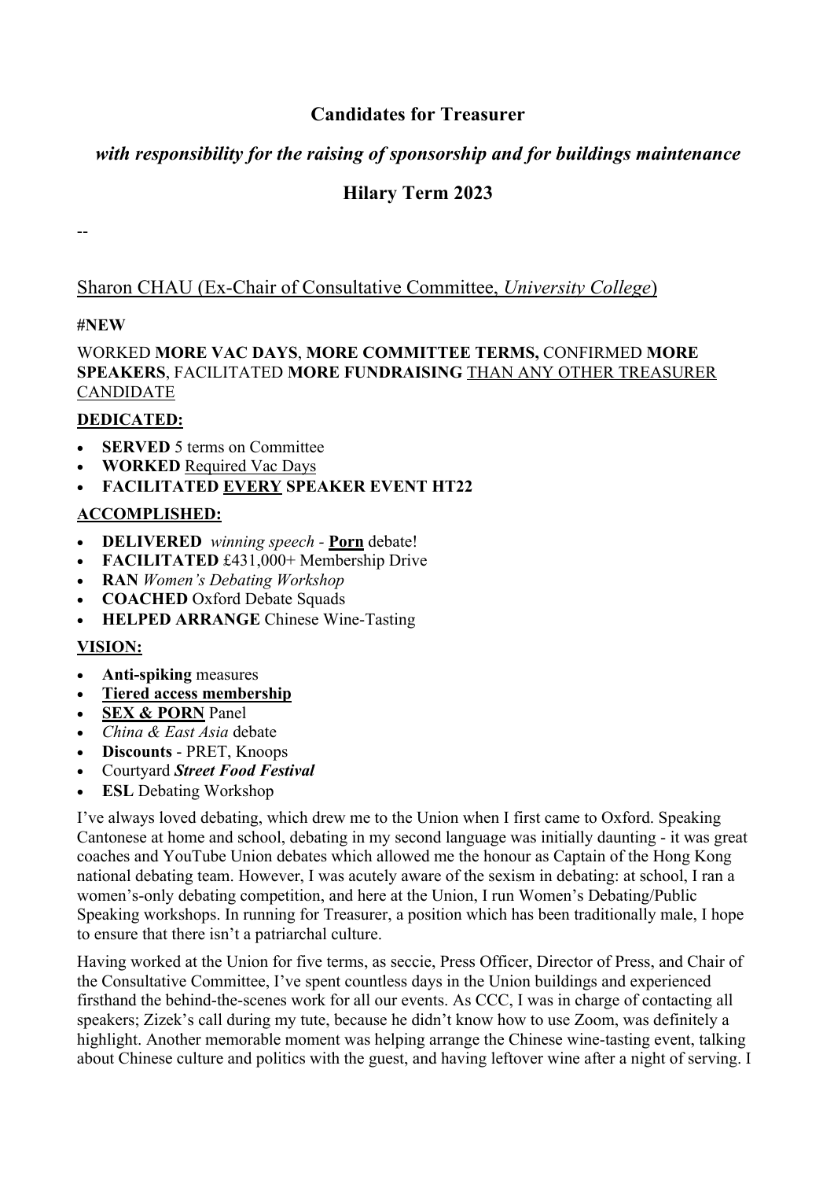## Candidates for Treasurer

### *with responsibility for the raising of sponsorship and for buildings maintenance*

### Hilary Term 2023

--

Sharon CHAU (Ex-Chair of Consultative Committee, *University College*)

**#NEW**

WORKED **MORE VAC DAYS**, **MORE COMMITTEE TERMS,** CONFIRMED **MORE SPEAKERS**, FACILITATED **MORE FUNDRAISING** THAN ANY OTHER TREASURER CANDIDATE

**DEDICATED:**

- **SERVED** 5 terms on Committee
- **WORKED** Required Vac Days
- **FACILITATED EVERY SPEAKER EVENT HT22**

**ACCOMPLISHED:**

- **DELIVERED** *winning speech* - **Porn** debate!
- **FACILITATED** £431,000+ Membership Drive
- **RAN** *Women's Debating Workshop*
- **COACHED** Oxford Debate Squads
- **HELPED ARRANGE** Chinese Wine-Tasting

**VISION:**

- **Anti-spiking** measures
- **Tiered access membership**
- **SEX & PORN** Panel
- *China & East Asia* debate
- **Discounts** - PRET, Knoops
- Courtyard ***Street Food Festival***
- **ESL** Debating Workshop

I've always loved debating, which drew me to the Union when I first came to Oxford. Speaking Cantonese at home and school, debating in my second language was initially daunting - it was great coaches and YouTube Union debates which allowed me the honour as Captain of the Hong Kong national debating team. However, I was acutely aware of the sexism in debating: at school, I ran a women's-only debating competition, and here at the Union, I run Women's Debating/Public Speaking workshops. In running for Treasurer, a position which has been traditionally male, I hope to ensure that there isn't a patriarchal culture.

Having worked at the Union for five terms, as seccie, Press Officer, Director of Press, and Chair of the Consultative Committee, I've spent countless days in the Union buildings and experienced firsthand the behind-the-scenes work for all our events. As CCC, I was in charge of contacting all speakers; Zizek's call during my tute, because he didn't know how to use Zoom, was definitely a highlight. Another memorable moment was helping arrange the Chinese wine-tasting event, talking about Chinese culture and politics with the guest, and having leftover wine after a night of serving. I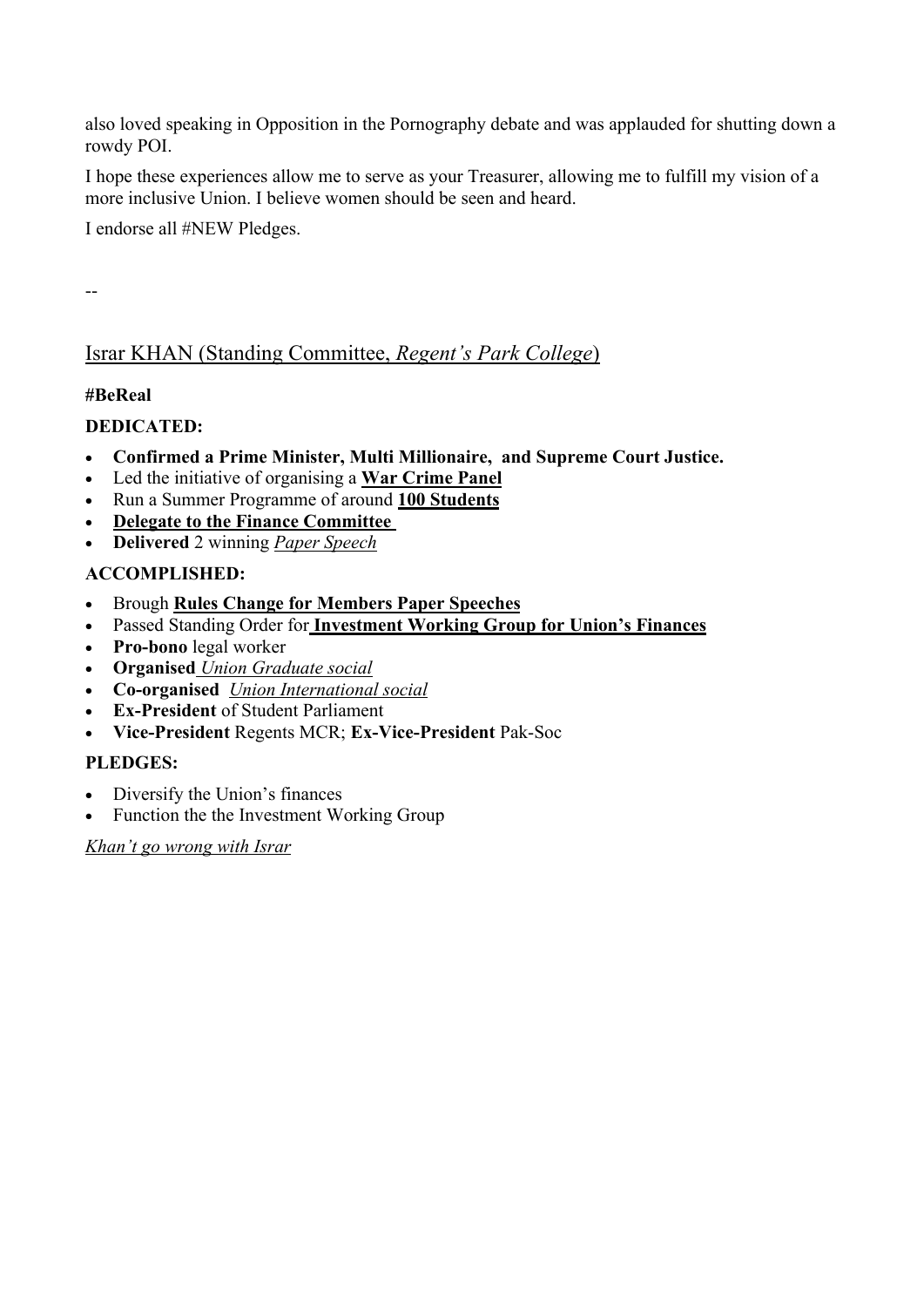also loved speaking in Opposition in the Pornography debate and was applauded for shutting down a rowdy POI.

I hope these experiences allow me to serve as your Treasurer, allowing me to fulfill my vision of a more inclusive Union. I believe women should be seen and heard.

I endorse all #NEW Pledges.

--

## Israr KHAN (Standing Committee, *Regent's Park College*)

**#BeReal**

**DEDICATED:**

- **Confirmed a Prime Minister, Multi Millionaire, and Supreme Court Justice.**
- Led the initiative of organising a **War Crime Panel**
- Run a Summer Programme of around **100 Students**
- **Delegate to the Finance Committee**
- **Delivered** 2 winning *Paper Speech*

**ACCOMPLISHED:**

- Brough **Rules Change for Members Paper Speeches**
- Passed Standing Order for **Investment Working Group for Union's Finances**
- **Pro-bono** legal worker
- **Organised** *Union Graduate social*
- **Co-organised** *Union International social*
- **Ex-President** of Student Parliament
- **Vice-President** Regents MCR; **Ex-Vice-President** Pak-Soc

**PLEDGES:**

- Diversify the Union's finances
- Function the the Investment Working Group

*Khan't go wrong with Israr*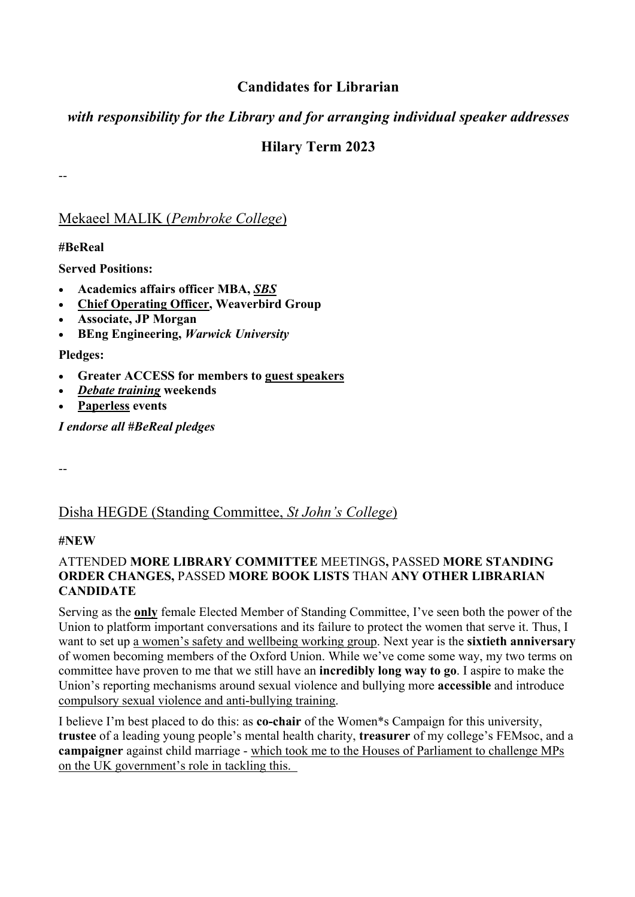## Candidates for Librarian

### *with responsibility for the Library and for arranging individual speaker addresses*

### Hilary Term 2023

--

Mekaeel MALIK (*Pembroke College*)

**#BeReal**

**Served Positions:**

- **Academics affairs officer MBA, *SBS***
- **Chief Operating Officer, Weaverbird Group**
- **Associate, JP Morgan**
- **BEng Engineering, *Warwick University***

**Pledges:**

- **Greater ACCESS for members to guest speakers**
- ***Debate training* weekends**
- **Paperless events**

***I endorse all #BeReal pledges***

--

Disha HEGDE (Standing Committee, *St John's College*)

**#NEW**

ATTENDED **MORE LIBRARY COMMITTEE** MEETINGS**,** PASSED **MORE STANDING ORDER CHANGES,** PASSED **MORE BOOK LISTS** THAN **ANY OTHER LIBRARIAN CANDIDATE**

Serving as the **only** female Elected Member of Standing Committee, I've seen both the power of the Union to platform important conversations and its failure to protect the women that serve it. Thus, I want to set up a women's safety and wellbeing working group. Next year is the **sixtieth anniversary** of women becoming members of the Oxford Union. While we've come some way, my two terms on committee have proven to me that we still have an **incredibly long way to go**. I aspire to make the Union's reporting mechanisms around sexual violence and bullying more **accessible** and introduce compulsory sexual violence and anti-bullying training.

I believe I'm best placed to do this: as **co-chair** of the Women*s Campaign for this university, **trustee** of a leading young people's mental health charity, **treasurer** of my college's FEMsoc, and a **campaigner** against child marriage - which took me to the Houses of Parliament to challenge MPs on the UK government's role in tackling this.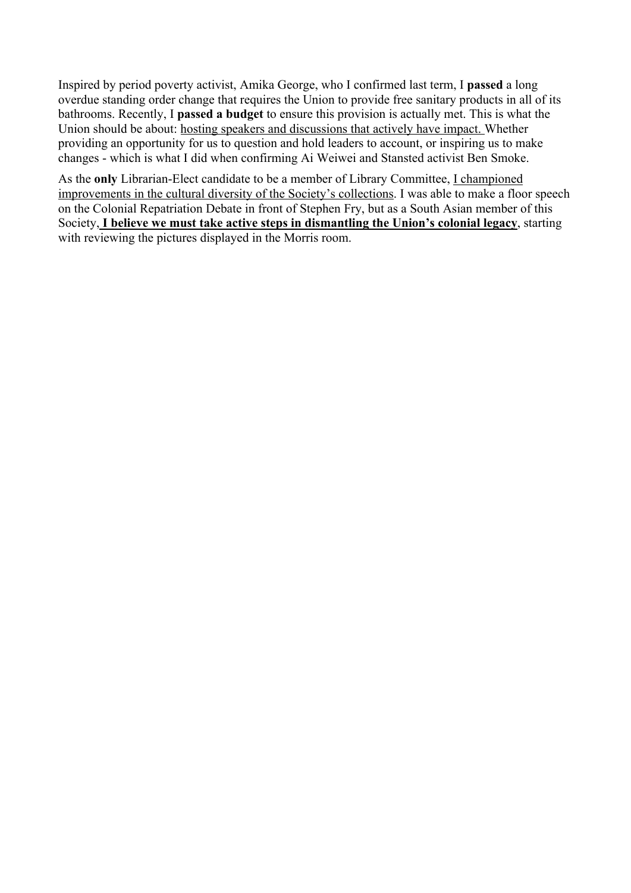Inspired by period poverty activist, Amika George, who I confirmed last term, I **passed** a long overdue standing order change that requires the Union to provide free sanitary products in all of its bathrooms. Recently, I **passed a budget** to ensure this provision is actually met. This is what the Union should be about: <u>hosting speakers and discussions that actively have impact.</u> Whether providing an opportunity for us to question and hold leaders to account, or inspiring us to make changes - which is what I did when confirming Ai Weiwei and Stansted activist Ben Smoke.

As the **only** Librarian-Elect candidate to be a member of Library Committee, <u>I championed improvements in the cultural diversity of the Society's collections</u>. I was able to make a floor speech on the Colonial Repatriation Debate in front of Stephen Fry, but as a South Asian member of this Society, <u>**I believe we must take active steps in dismantling the Union's colonial legacy**</u>, starting with reviewing the pictures displayed in the Morris room.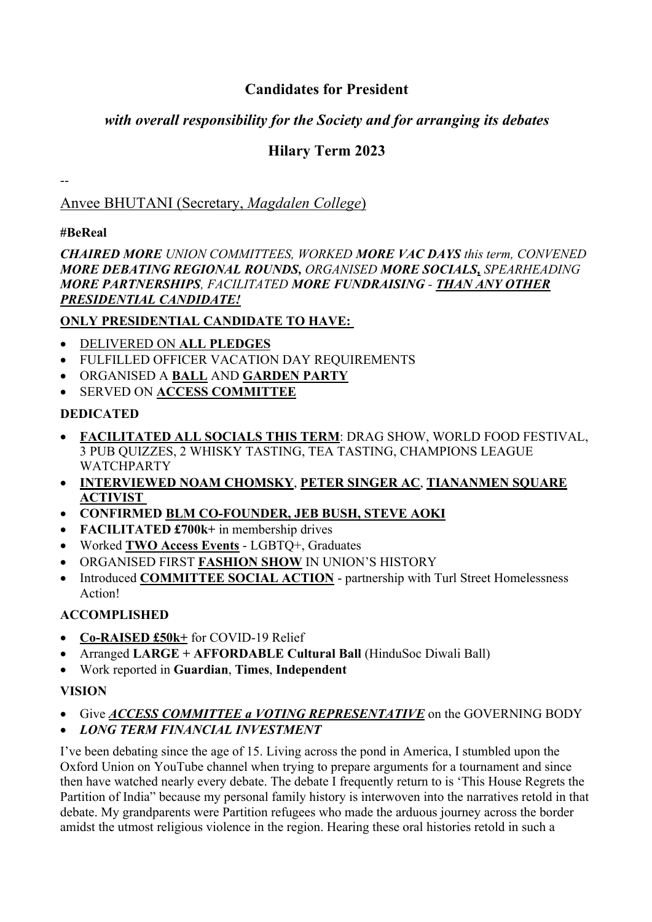## Candidates for President

### *with overall responsibility for the Society and for arranging its debates*

### Hilary Term 2023

--

Anvee BHUTANI (Secretary, *Magdalen College*)

**#BeReal**

***CHAIRED MORE** UNION COMMITTEES, WORKED **MORE VAC DAYS** this term, CONVENED **MORE DEBATING REGIONAL ROUNDS,** ORGANISED **MORE SOCIALS,** SPEARHEADING **MORE PARTNERSHIPS**, FACILITATED **MORE FUNDRAISING** - **THAN ANY OTHER PRESIDENTIAL CANDIDATE!***

**ONLY PRESIDENTIAL CANDIDATE TO HAVE:**

- DELIVERED ON **ALL PLEDGES**
- FULFILLED OFFICER VACATION DAY REQUIREMENTS
- ORGANISED A **BALL** AND **GARDEN PARTY**
- SERVED ON **ACCESS COMMITTEE**

**DEDICATED**

- **FACILITATED ALL SOCIALS THIS TERM**: DRAG SHOW, WORLD FOOD FESTIVAL, 3 PUB QUIZZES, 2 WHISKY TASTING, TEA TASTING, CHAMPIONS LEAGUE WATCHPARTY
- **INTERVIEWED NOAM CHOMSKY**, **PETER SINGER AC**, **TIANANMEN SQUARE ACTIVIST**
- **CONFIRMED BLM CO-FOUNDER, JEB BUSH, STEVE AOKI**
- **FACILITATED £700k+** in membership drives
- Worked **TWO Access Events** - LGBTQ+, Graduates
- ORGANISED FIRST **FASHION SHOW** IN UNION'S HISTORY
- Introduced **COMMITTEE SOCIAL ACTION** - partnership with Turl Street Homelessness Action!

**ACCOMPLISHED**

- **Co-RAISED £50k+** for COVID-19 Relief
- Arranged **LARGE + AFFORDABLE Cultural Ball** (HinduSoc Diwali Ball)
- Work reported in **Guardian**, **Times**, **Independent**

**VISION**

- Give ***ACCESS COMMITTEE a VOTING REPRESENTATIVE*** on the GOVERNING BODY
- ***LONG TERM FINANCIAL INVESTMENT***

I've been debating since the age of 15. Living across the pond in America, I stumbled upon the Oxford Union on YouTube channel when trying to prepare arguments for a tournament and since then have watched nearly every debate. The debate I frequently return to is 'This House Regrets the Partition of India" because my personal family history is interwoven into the narratives retold in that debate. My grandparents were Partition refugees who made the arduous journey across the border amidst the utmost religious violence in the region. Hearing these oral histories retold in such a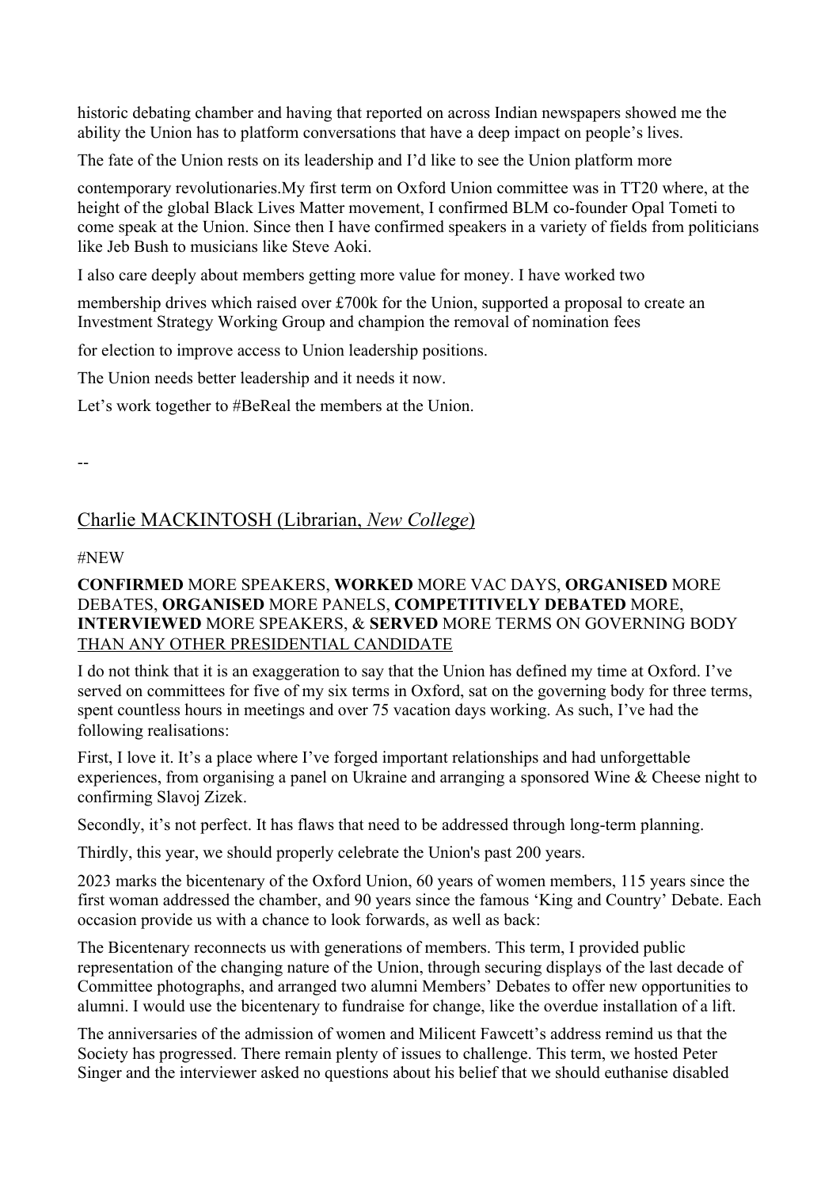historic debating chamber and having that reported on across Indian newspapers showed me the ability the Union has to platform conversations that have a deep impact on people's lives.

The fate of the Union rests on its leadership and I'd like to see the Union platform more

contemporary revolutionaries.My first term on Oxford Union committee was in TT20 where, at the height of the global Black Lives Matter movement, I confirmed BLM co-founder Opal Tometi to come speak at the Union. Since then I have confirmed speakers in a variety of fields from politicians like Jeb Bush to musicians like Steve Aoki.

I also care deeply about members getting more value for money. I have worked two

membership drives which raised over £700k for the Union, supported a proposal to create an Investment Strategy Working Group and champion the removal of nomination fees

for election to improve access to Union leadership positions.

The Union needs better leadership and it needs it now.

Let's work together to #BeReal the members at the Union.

--

## Charlie MACKINTOSH (Librarian, *New College*)

#NEW

**CONFIRMED** MORE SPEAKERS, **WORKED** MORE VAC DAYS, **ORGANISED** MORE DEBATES, **ORGANISED** MORE PANELS, **COMPETITIVELY DEBATED** MORE, **INTERVIEWED** MORE SPEAKERS, & **SERVED** MORE TERMS ON GOVERNING BODY THAN ANY OTHER PRESIDENTIAL CANDIDATE

I do not think that it is an exaggeration to say that the Union has defined my time at Oxford. I've served on committees for five of my six terms in Oxford, sat on the governing body for three terms, spent countless hours in meetings and over 75 vacation days working. As such, I've had the following realisations:

First, I love it. It's a place where I've forged important relationships and had unforgettable experiences, from organising a panel on Ukraine and arranging a sponsored Wine & Cheese night to confirming Slavoj Zizek.

Secondly, it's not perfect. It has flaws that need to be addressed through long-term planning.

Thirdly, this year, we should properly celebrate the Union's past 200 years.

2023 marks the bicentenary of the Oxford Union, 60 years of women members, 115 years since the first woman addressed the chamber, and 90 years since the famous 'King and Country' Debate. Each occasion provide us with a chance to look forwards, as well as back:

The Bicentenary reconnects us with generations of members. This term, I provided public representation of the changing nature of the Union, through securing displays of the last decade of Committee photographs, and arranged two alumni Members' Debates to offer new opportunities to alumni. I would use the bicentenary to fundraise for change, like the overdue installation of a lift.

The anniversaries of the admission of women and Milicent Fawcett's address remind us that the Society has progressed. There remain plenty of issues to challenge. This term, we hosted Peter Singer and the interviewer asked no questions about his belief that we should euthanise disabled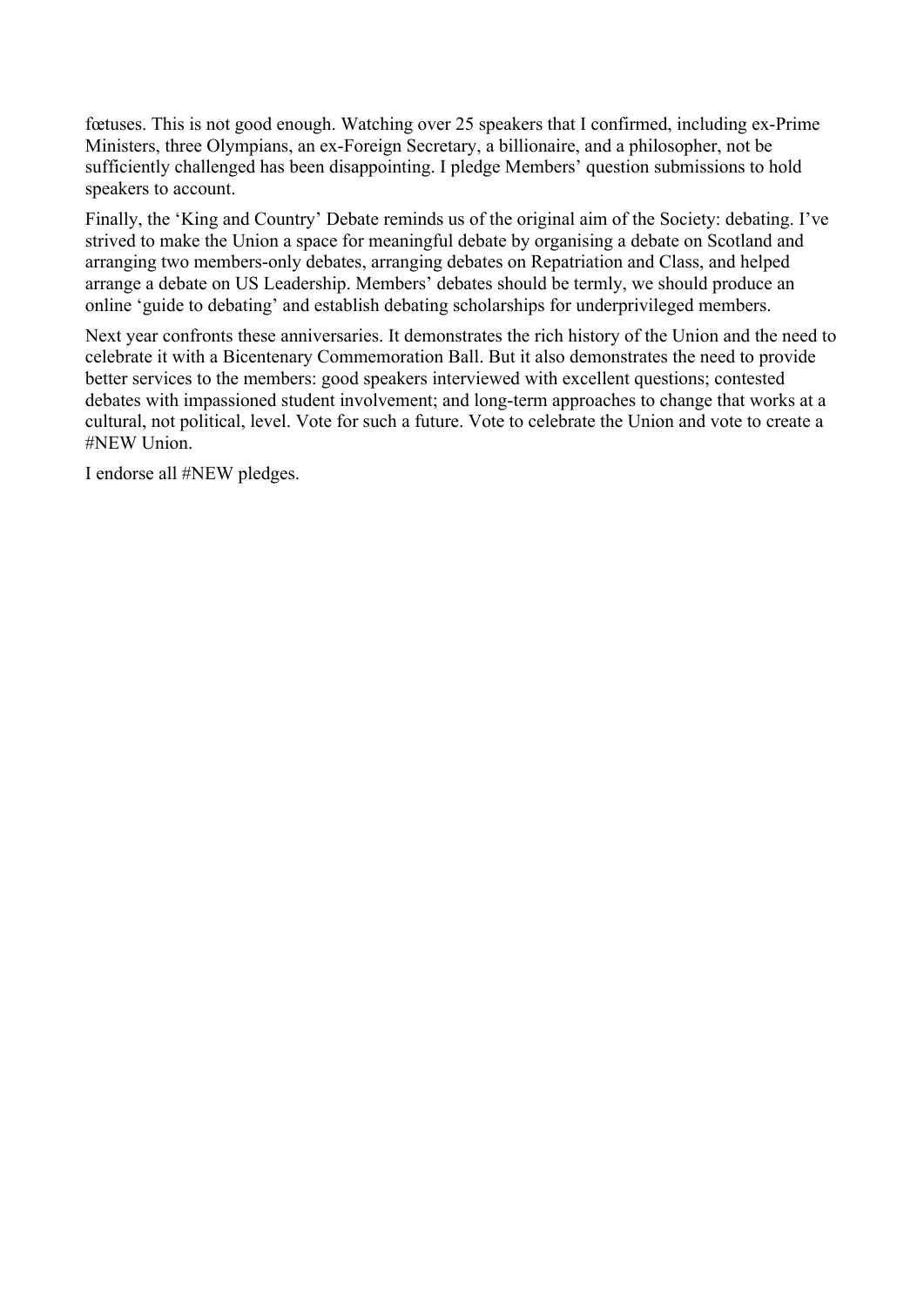fœtuses. This is not good enough. Watching over 25 speakers that I confirmed, including ex-Prime Ministers, three Olympians, an ex-Foreign Secretary, a billionaire, and a philosopher, not be sufficiently challenged has been disappointing. I pledge Members' question submissions to hold speakers to account.

Finally, the 'King and Country' Debate reminds us of the original aim of the Society: debating. I've strived to make the Union a space for meaningful debate by organising a debate on Scotland and arranging two members-only debates, arranging debates on Repatriation and Class, and helped arrange a debate on US Leadership. Members' debates should be termly, we should produce an online 'guide to debating' and establish debating scholarships for underprivileged members.

Next year confronts these anniversaries. It demonstrates the rich history of the Union and the need to celebrate it with a Bicentenary Commemoration Ball. But it also demonstrates the need to provide better services to the members: good speakers interviewed with excellent questions; contested debates with impassioned student involvement; and long-term approaches to change that works at a cultural, not political, level. Vote for such a future. Vote to celebrate the Union and vote to create a #NEW Union.

I endorse all #NEW pledges.